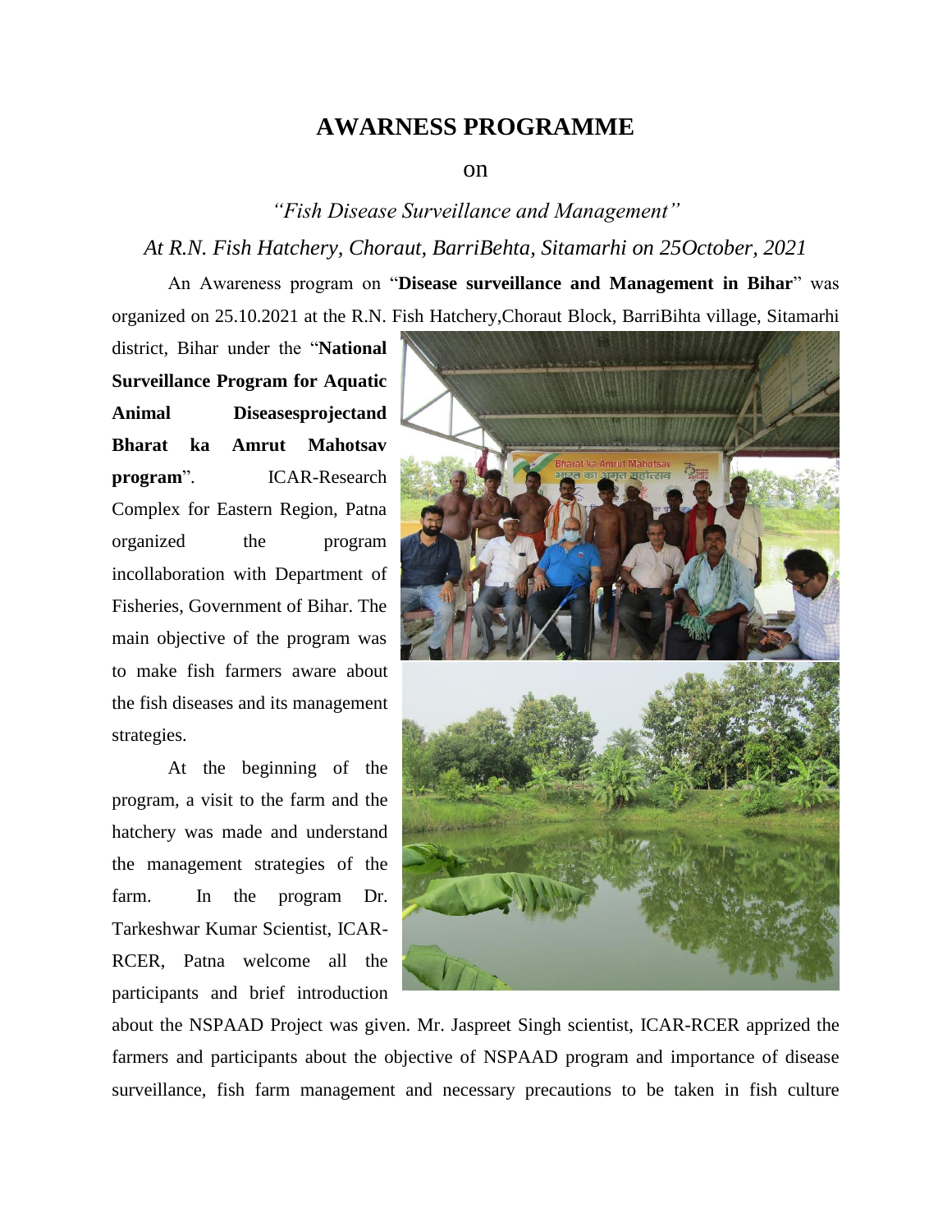# AWARNESS PROGRAMME

on

*"Fish Disease Surveillance and Management"*

*At R.N. Fish Hatchery, Choraut, BarriBehta, Sitamarhi on 25October, 2021*

An Awareness program on "**Disease surveillance and Management in Bihar**" was organized on 25.10.2021 at the R.N. Fish Hatchery,Choraut Block, BarriBihta village, Sitamarhi district, Bihar under the "**National Surveillance Program for Aquatic Animal Diseasesprojectand Bharat ka Amrut Mahotsav program**". ICAR-Research Complex for Eastern Region, Patna organized the program incollaboration with Department of Fisheries, Government of Bihar. The main objective of the program was to make fish farmers aware about the fish diseases and its management strategies.

At the beginning of the program, a visit to the farm and the hatchery was made and understand the management strategies of the farm. In the program Dr. Tarkeshwar Kumar Scientist, ICAR-RCER, Patna welcome all the participants and brief introduction about the NSPAAD Project was given. Mr. Jaspreet Singh scientist, ICAR-RCER apprized the farmers and participants about the objective of NSPAAD program and importance of disease surveillance, fish farm management and necessary precautions to be taken in fish culture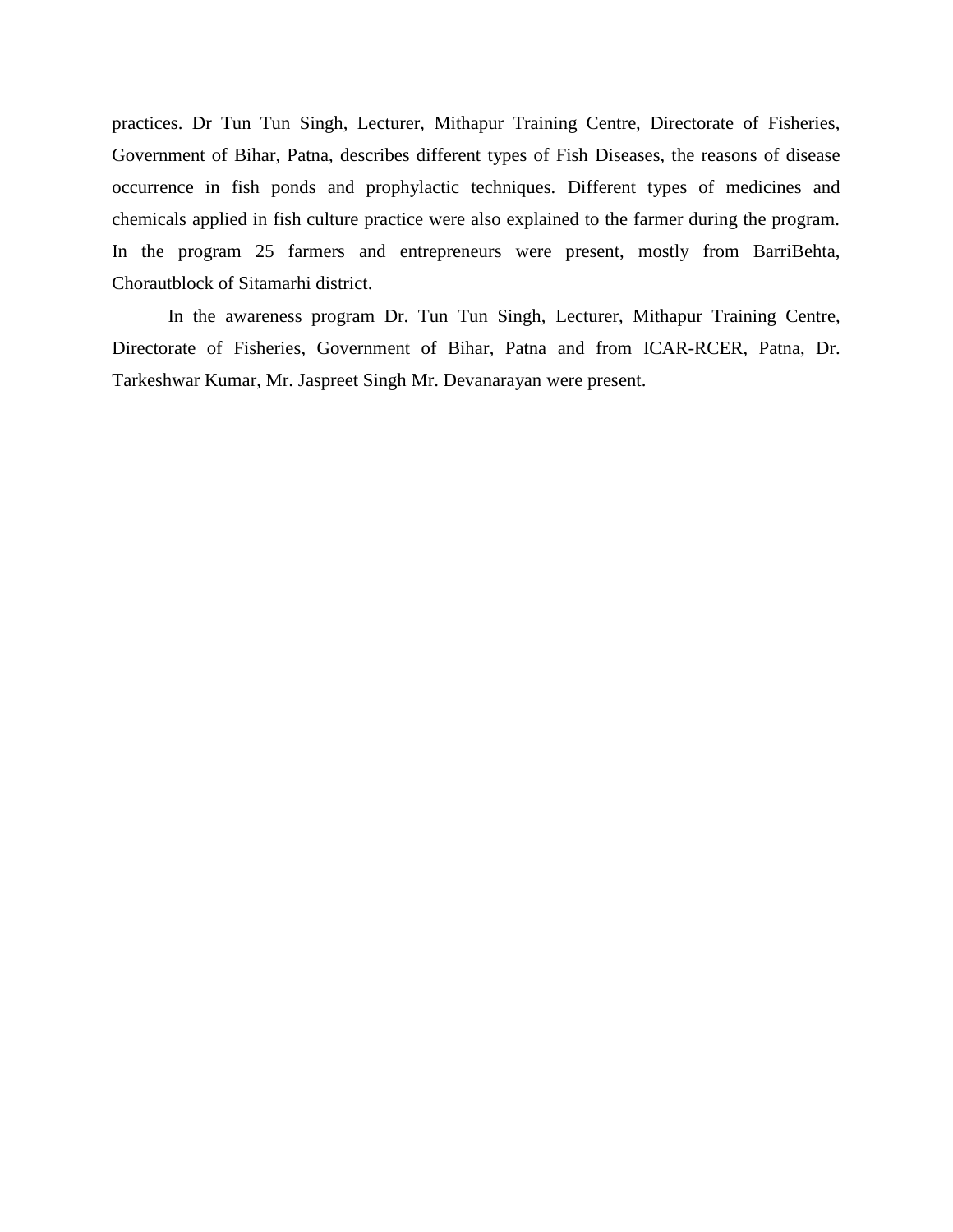practices. Dr Tun Tun Singh, Lecturer, Mithapur Training Centre, Directorate of Fisheries, Government of Bihar, Patna, describes different types of Fish Diseases, the reasons of disease occurrence in fish ponds and prophylactic techniques. Different types of medicines and chemicals applied in fish culture practice were also explained to the farmer during the program. In the program 25 farmers and entrepreneurs were present, mostly from BarriBehta, Chorautblock of Sitamarhi district.

In the awareness program Dr. Tun Tun Singh, Lecturer, Mithapur Training Centre, Directorate of Fisheries, Government of Bihar, Patna and from ICAR-RCER, Patna, Dr. Tarkeshwar Kumar, Mr. Jaspreet Singh Mr. Devanarayan were present.